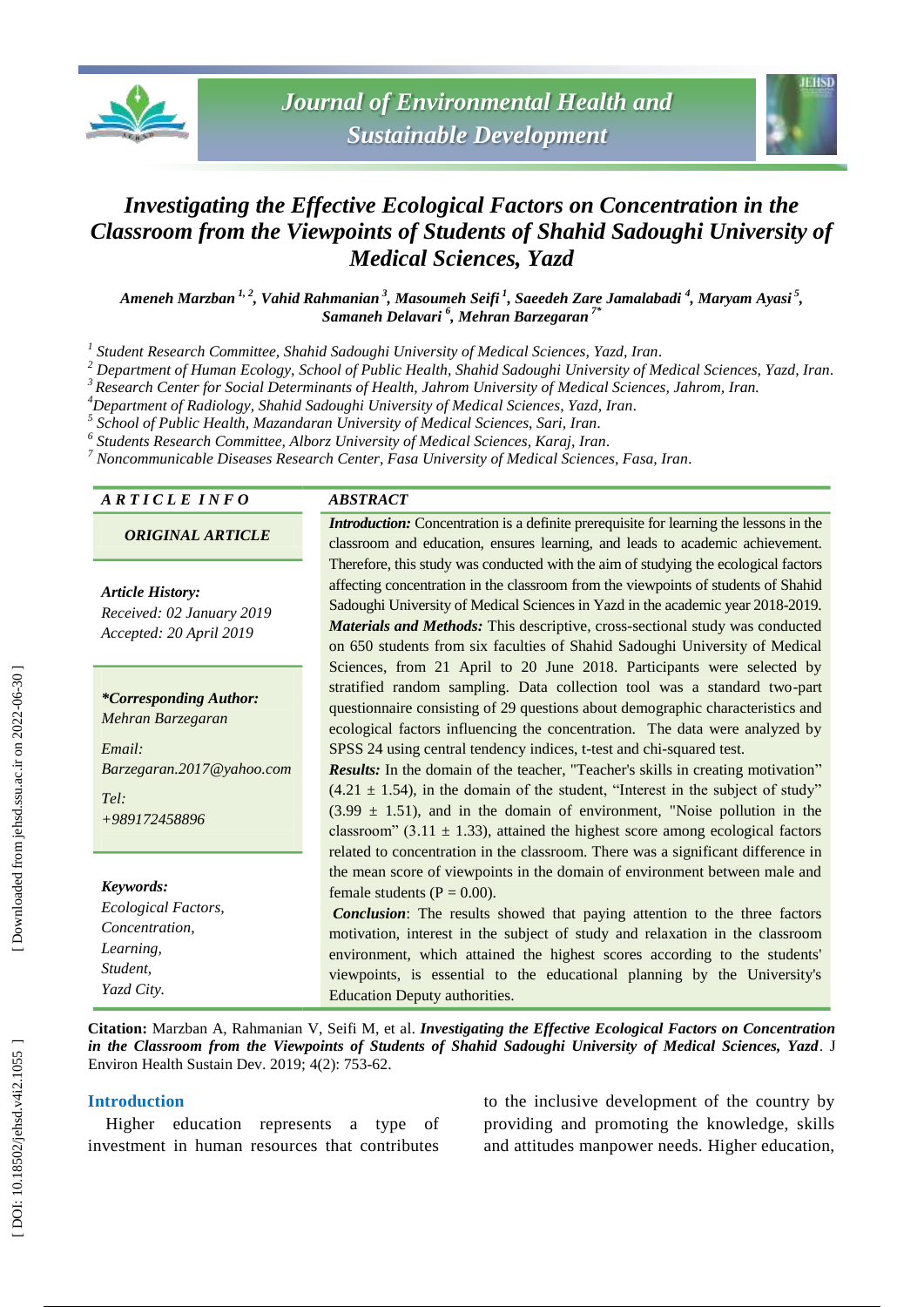# Investigating the Effective Ecological Factors on Concentration in the Classroom from the Viewpoints of Students of Shahid Sadoughi University of Medical Sciences, Yazd

**Ameneh Marzban [1, 2], Vahid Rahmanian [3], Masoumeh Seifi [1], Saeedeh Zare Jamalabadi [4], Maryam Ayasi [5], Samaneh Delavari [6], Mehran Barzegaran [7*]**

[1] Student Research Committee, Shahid Sadoughi University of Medical Sciences, Yazd, Iran.
[2] Department of Human Ecology, School of Public Health, Shahid Sadoughi University of Medical Sciences, Yazd, Iran.
[3] Research Center for Social Determinants of Health, Jahrom University of Medical Sciences, Jahrom, Iran.
[4] Department of Radiology, Shahid Sadoughi University of Medical Sciences, Yazd, Iran.
[5] School of Public Health, Mazandaran University of Medical Sciences, Sari, Iran.
[6] Students Research Committee, Alborz University of Medical Sciences, Karaj, Iran.
[7] Noncommunicable Diseases Research Center, Fasa University of Medical Sciences, Fasa, Iran.

## ARTICLE INFO

***ORIGINAL ARTICLE***

***Article History:***
*Received: 02 January 2019*
*Accepted: 20 April 2019*

***\*Corresponding Author:***
*Mehran Barzegaran*

*Email:*
*Barzegaran.2017@yahoo.com*

*Tel:*
*+989172458896*

***Keywords:***
*Ecological Factors,*
*Concentration,*
*Learning,*
*Student,*
*Yazd City.*

## ABSTRACT

***Introduction:*** Concentration is a definite prerequisite for learning the lessons in the classroom and education, ensures learning, and leads to academic achievement. Therefore, this study was conducted with the aim of studying the ecological factors affecting concentration in the classroom from the viewpoints of students of Shahid Sadoughi University of Medical Sciences in Yazd in the academic year 2018-2019.

***Materials and Methods:*** This descriptive, cross-sectional study was conducted on 650 students from six faculties of Shahid Sadoughi University of Medical Sciences, from 21 April to 20 June 2018. Participants were selected by stratified random sampling. Data collection tool was a standard two-part questionnaire consisting of 29 questions about demographic characteristics and ecological factors influencing the concentration. The data were analyzed by SPSS 24 using central tendency indices, t-test and chi-squared test.

***Results:*** In the domain of the teacher, "Teacher's skills in creating motivation" (4.21 ± 1.54), in the domain of the student, "Interest in the subject of study" (3.99 ± 1.51), and in the domain of environment, "Noise pollution in the classroom" (3.11 ± 1.33), attained the highest score among ecological factors related to concentration in the classroom. There was a significant difference in the mean score of viewpoints in the domain of environment between male and female students (P = 0.00).

***Conclusion***: The results showed that paying attention to the three factors motivation, interest in the subject of study and relaxation in the classroom environment, which attained the highest scores according to the students' viewpoints, is essential to the educational planning by the University's Education Deputy authorities.

**Citation:** Marzban A, Rahmanian V, Seifi M, et al. ***Investigating the Effective Ecological Factors on Concentration in the Classroom from the Viewpoints of Students of Shahid Sadoughi University of Medical Sciences, Yazd***. J Environ Health Sustain Dev. 2019; 4(2): 753-62.

## Introduction

Higher education represents a type of investment in human resources that contributes to the inclusive development of the country by providing and promoting the knowledge, skills and attitudes manpower needs. Higher education,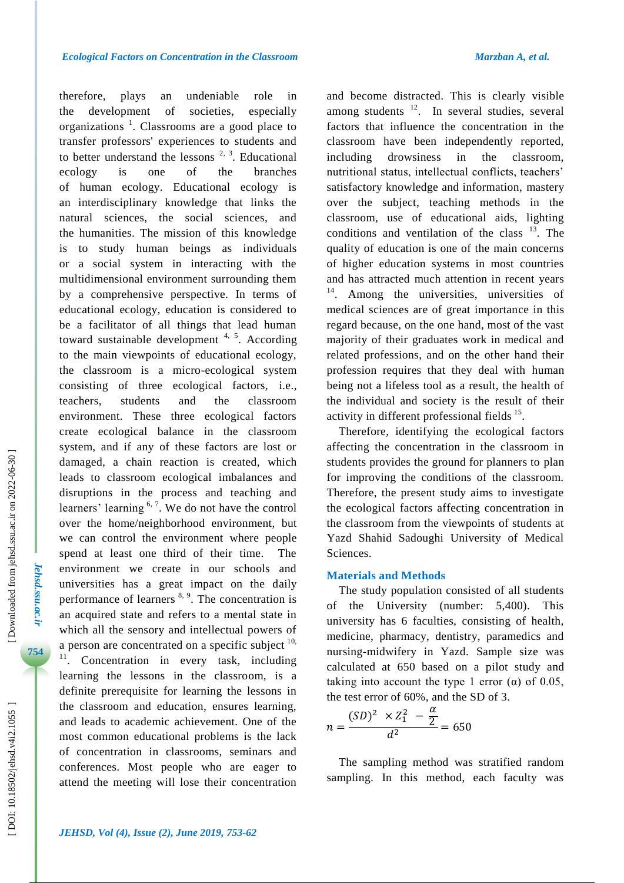therefore, plays an undeniable role in the development of societies, especially organizations [1]. Classrooms are a good place to transfer professors' experiences to students and to better understand the lessons [2, 3]. Educational ecology is one of the branches of human ecology. Educational ecology is an interdisciplinary knowledge that links the natural sciences, the social sciences, and the humanities. The mission of this knowledge is to study human beings as individuals or a social system in interacting with the multidimensional environment surrounding them by a comprehensive perspective. In terms of educational ecology, education is considered to be a facilitator of all things that lead human toward sustainable development [4, 5]. According to the main viewpoints of educational ecology, the classroom is a micro-ecological system consisting of three ecological factors, i.e., teachers, students and the classroom environment. These three ecological factors create ecological balance in the classroom system, and if any of these factors are lost or damaged, a chain reaction is created, which leads to classroom ecological imbalances and disruptions in the process and teaching and learners' learning [6, 7]. We do not have the control over the home/neighborhood environment, but we can control the environment where people spend at least one third of their time. The environment we create in our schools and universities has a great impact on the daily performance of learners [8, 9]. The concentration is an acquired state and refers to a mental state in which all the sensory and intellectual powers of a person are concentrated on a specific subject [10, 11]. Concentration in every task, including learning the lessons in the classroom, is a definite prerequisite for learning the lessons in the classroom and education, ensures learning, and leads to academic achievement. One of the most common educational problems is the lack of concentration in classrooms, seminars and conferences. Most people who are eager to attend the meeting will lose their concentration and become distracted. This is clearly visible among students [12]. In several studies, several factors that influence the concentration in the classroom have been independently reported, including drowsiness in the classroom, nutritional status, intellectual conflicts, teachers' satisfactory knowledge and information, mastery over the subject, teaching methods in the classroom, use of educational aids, lighting conditions and ventilation of the class [13]. The quality of education is one of the main concerns of higher education systems in most countries and has attracted much attention in recent years [14]. Among the universities, universities of medical sciences are of great importance in this regard because, on the one hand, most of the vast majority of their graduates work in medical and related professions, and on the other hand their profession requires that they deal with human being not a lifeless tool as a result, the health of the individual and society is the result of their activity in different professional fields [15].

Therefore, identifying the ecological factors affecting the concentration in the classroom in students provides the ground for planners to plan for improving the conditions of the classroom. Therefore, the present study aims to investigate the ecological factors affecting concentration in the classroom from the viewpoints of students at Yazd Shahid Sadoughi University of Medical Sciences.

## Materials and Methods

The study population consisted of all students of the University (number: 5,400). This university has 6 faculties, consisting of health, medicine, pharmacy, dentistry, paramedics and nursing-midwifery in Yazd. Sample size was calculated at 650 based on a pilot study and taking into account the type 1 error (α) of 0.05, the test error of 60%, and the SD of 3.

$$n = \frac{(SD)^2 \times Z_1^2 - \frac{\alpha}{2}}{d^2} = 650$$

The sampling method was stratified random sampling. In this method, each faculty was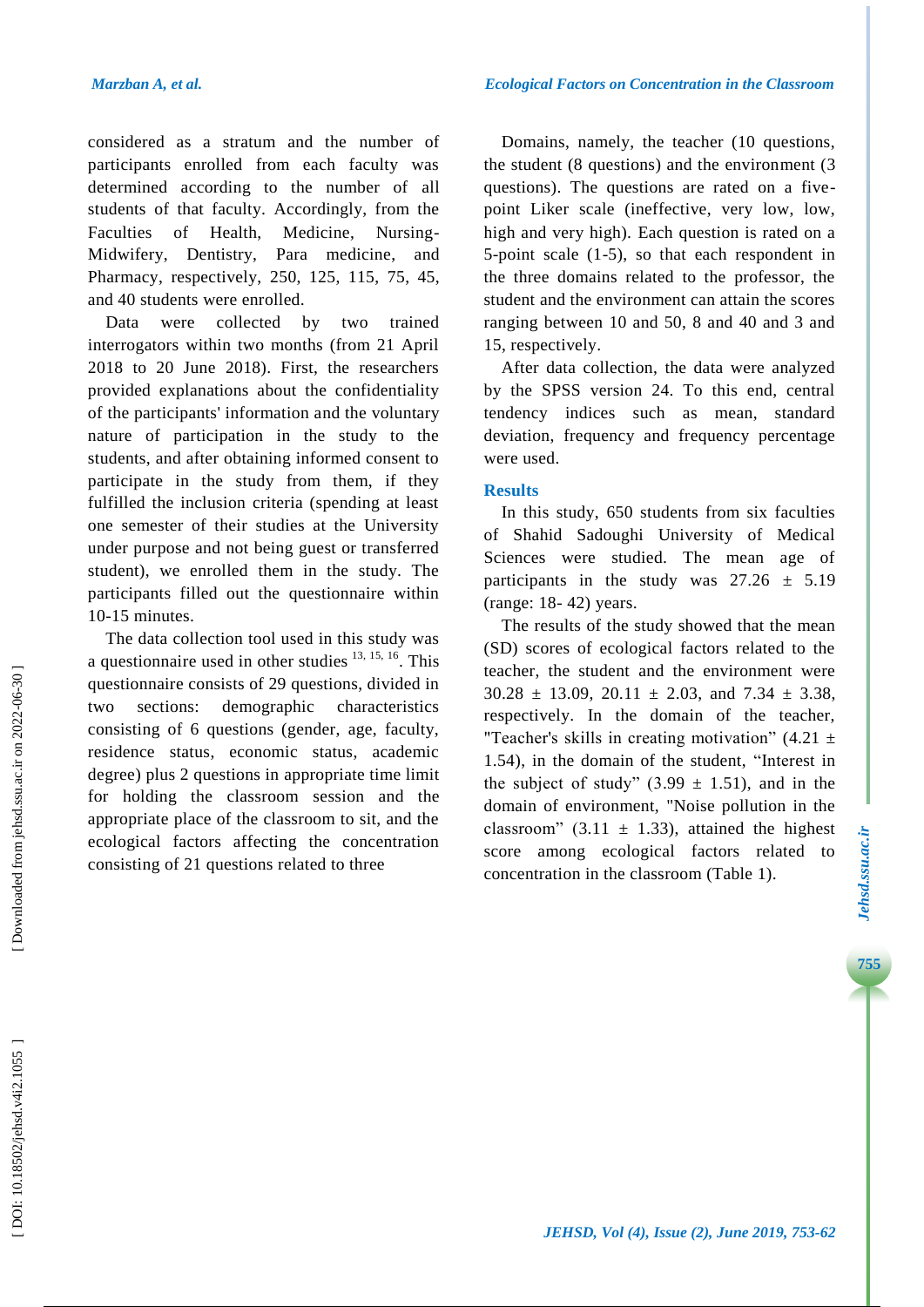considered as a stratum and the number of participants enrolled from each faculty was determined according to the number of all students of that faculty. Accordingly, from the Faculties of Health, Medicine, Nursing-Midwifery, Dentistry, Para medicine, and Pharmacy, respectively, 250, 125, 115, 75, 45, and 40 students were enrolled.

Data were collected by two trained interrogators within two months (from 21 April 2018 to 20 June 2018). First, the researchers provided explanations about the confidentiality of the participants' information and the voluntary nature of participation in the study to the students, and after obtaining informed consent to participate in the study from them, if they fulfilled the inclusion criteria (spending at least one semester of their studies at the University under purpose and not being guest or transferred student), we enrolled them in the study. The participants filled out the questionnaire within 10-15 minutes.

The data collection tool used in this study was a questionnaire used in other studies [13, 15, 16]. This questionnaire consists of 29 questions, divided in two sections: demographic characteristics consisting of 6 questions (gender, age, faculty, residence status, economic status, academic degree) plus 2 questions in appropriate time limit for holding the classroom session and the appropriate place of the classroom to sit, and the ecological factors affecting the concentration consisting of 21 questions related to three Domains, namely, the teacher (10 questions, the student (8 questions) and the environment (3 questions). The questions are rated on a five-point Liker scale (ineffective, very low, low, high and very high). Each question is rated on a 5-point scale (1-5), so that each respondent in the three domains related to the professor, the student and the environment can attain the scores ranging between 10 and 50, 8 and 40 and 3 and 15, respectively.

After data collection, the data were analyzed by the SPSS version 24. To this end, central tendency indices such as mean, standard deviation, frequency and frequency percentage were used.

## Results

In this study, 650 students from six faculties of Shahid Sadoughi University of Medical Sciences were studied. The mean age of participants in the study was 27.26 ± 5.19 (range: 18- 42) years.

The results of the study showed that the mean (SD) scores of ecological factors related to the teacher, the student and the environment were 30.28 ± 13.09, 20.11 ± 2.03, and 7.34 ± 3.38, respectively. In the domain of the teacher, "Teacher's skills in creating motivation" (4.21 ± 1.54), in the domain of the student, "Interest in the subject of study" (3.99 ± 1.51), and in the domain of environment, "Noise pollution in the classroom" (3.11 ± 1.33), attained the highest score among ecological factors related to concentration in the classroom (Table 1).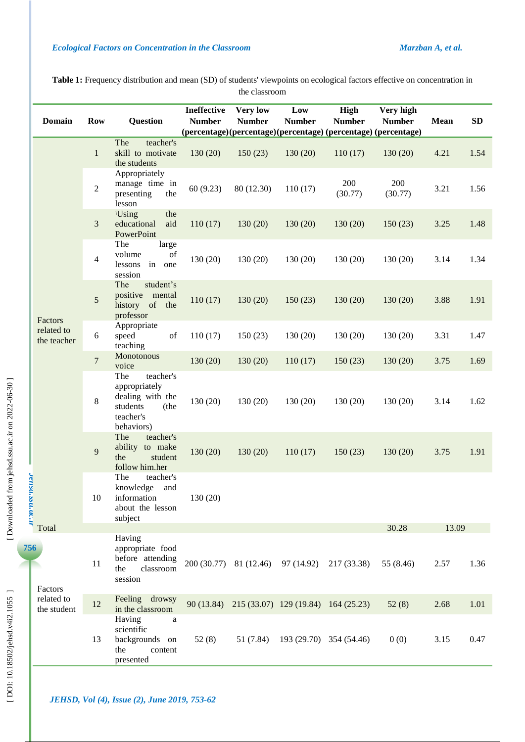**Table 1:** Frequency distribution and mean (SD) of students' viewpoints on ecological factors effective on concentration in the classroom

| Domain | Row | Question | Ineffective Number (percentage) | Very low Number (percentage) | Low Number (percentage) | High Number (percentage) | Very high Number (percentage) | Mean | SD |
|---|---|---|---|---|---|---|---|---|---|
| Factors related to the teacher | 1 | The teacher's skill to motivate the students | 130 (20) | 150 (23) | 130 (20) | 110 (17) | 130 (20) | 4.21 | 1.54 |
| | 2 | Appropriately manage time in presenting the lesson | 60 (9.23) | 80 (12.30) | 110 (17) | 200 (30.77) | 200 (30.77) | 3.21 | 1.56 |
| | 3 | Using the educational aid PowerPoint | 110 (17) | 130 (20) | 130 (20) | 130 (20) | 150 (23) | 3.25 | 1.48 |
| | 4 | The large volume of lessons in one session | 130 (20) | 130 (20) | 130 (20) | 130 (20) | 130 (20) | 3.14 | 1.34 |
| | 5 | The student's positive mental history of the professor | 110 (17) | 130 (20) | 150 (23) | 130 (20) | 130 (20) | 3.88 | 1.91 |
| | 6 | Appropriate speed of teaching | 110 (17) | 150 (23) | 130 (20) | 130 (20) | 130 (20) | 3.31 | 1.47 |
| | 7 | Monotonous voice | 130 (20) | 130 (20) | 110 (17) | 150 (23) | 130 (20) | 3.75 | 1.69 |
| | 8 | The teacher's appropriately dealing with the students (the teacher's behaviors) | 130 (20) | 130 (20) | 130 (20) | 130 (20) | 130 (20) | 3.14 | 1.62 |
| | 9 | The teacher's ability to make the student follow him.her | 130 (20) | 130 (20) | 110 (17) | 150 (23) | 130 (20) | 3.75 | 1.91 |
| | 10 | The teacher's knowledge and information about the lesson subject | 130 (20) | | | | | | |
| Total | | | | | | | 30.28 | 13.09 | |
| Factors related to the student | 11 | Having appropriate food before attending the classroom session | 200 (30.77) | 81 (12.46) | 97 (14.92) | 217 (33.38) | 55 (8.46) | 2.57 | 1.36 |
| | 12 | Feeling drowsy in the classroom | 90 (13.84) | 215 (33.07) | 129 (19.84) | 164 (25.23) | 52 (8) | 2.68 | 1.01 |
| | 13 | Having a scientific backgrounds on the content presented | 52 (8) | 51 (7.84) | 193 (29.70) | 354 (54.46) | 0 (0) | 3.15 | 0.47 |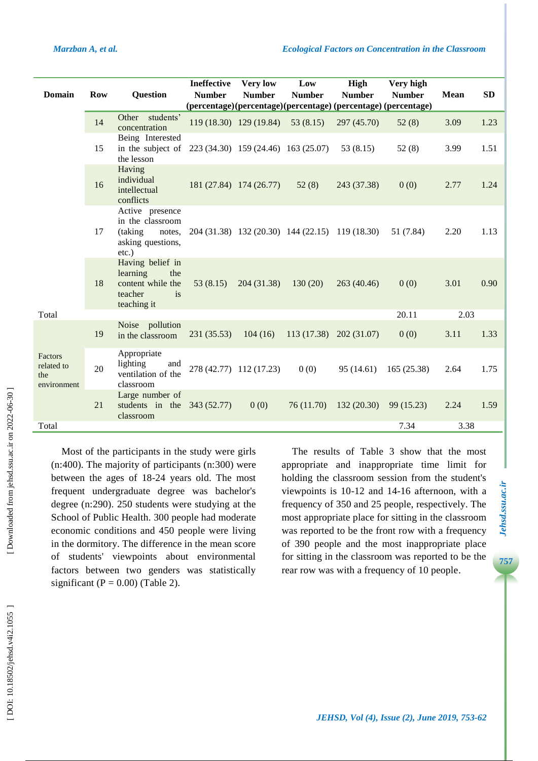| Domain | Row | Question | Ineffective Number (percentage) | Very low Number (percentage) | Low Number (percentage) | High Number (percentage) | Very high Number (percentage) | Mean | SD |
|---|---|---|---|---|---|---|---|---|---|
| | 14 | Other students' concentration | 119 (18.30) | 129 (19.84) | 53 (8.15) | 297 (45.70) | 52 (8) | 3.09 | 1.23 |
| | 15 | Being Interested in the subject of the lesson | 223 (34.30) | 159 (24.46) | 163 (25.07) | 53 (8.15) | 52 (8) | 3.99 | 1.51 |
| | 16 | Having individual intellectual conflicts | 181 (27.84) | 174 (26.77) | 52 (8) | 243 (37.38) | 0 (0) | 2.77 | 1.24 |
| | 17 | Active presence in the classroom (taking notes, asking questions, etc.) | 204 (31.38) | 132 (20.30) | 144 (22.15) | 119 (18.30) | 51 (7.84) | 2.20 | 1.13 |
| | 18 | Having belief in learning the content while the teacher is teaching it | 53 (8.15) | 204 (31.38) | 130 (20) | 263 (40.46) | 0 (0) | 3.01 | 0.90 |
| Total | | | | | | | 20.11 | 2.03 | |
| Factors related to the environment | 19 | Noise pollution in the classroom | 231 (35.53) | 104 (16) | 113 (17.38) | 202 (31.07) | 0 (0) | 3.11 | 1.33 |
| | 20 | Appropriate lighting and ventilation of the classroom | 278 (42.77) | 112 (17.23) | 0 (0) | 95 (14.61) | 165 (25.38) | 2.64 | 1.75 |
| | 21 | Large number of students in the classroom | 343 (52.77) | 0 (0) | 76 (11.70) | 132 (20.30) | 99 (15.23) | 2.24 | 1.59 |
| Total | | | | | | | 7.34 | 3.38 | |

Most of the participants in the study were girls (n:400). The majority of participants (n:300) were between the ages of 18-24 years old. The most frequent undergraduate degree was bachelor's degree (n:290). 250 students were studying at the School of Public Health. 300 people had moderate economic conditions and 450 people were living in the dormitory. The difference in the mean score of students' viewpoints about environmental factors between two genders was statistically significant (P = 0.00) (Table 2).

The results of Table 3 show that the most appropriate and inappropriate time limit for holding the classroom session from the student's viewpoints is 10-12 and 14-16 afternoon, with a frequency of 350 and 25 people, respectively. The most appropriate place for sitting in the classroom was reported to be the front row with a frequency of 390 people and the most inappropriate place for sitting in the classroom was reported to be the rear row was with a frequency of 10 people.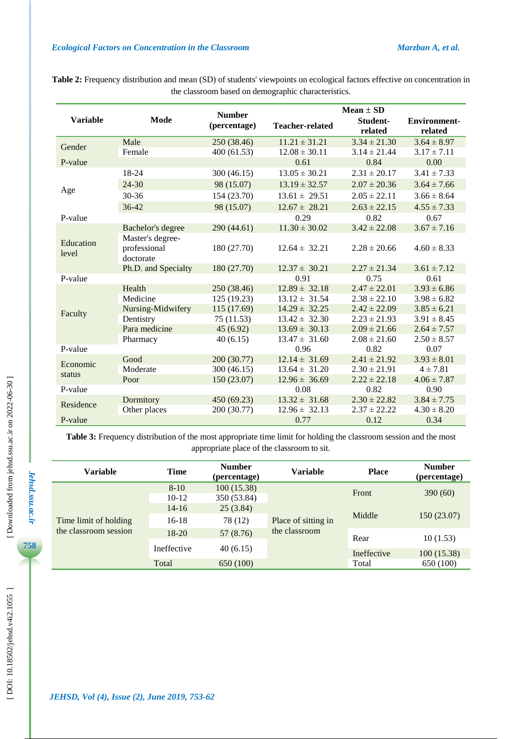**Table 2:** Frequency distribution and mean (SD) of students' viewpoints on ecological factors effective on concentration in the classroom based on demographic characteristics.

| Variable | Mode | Number (percentage) | Mean ± SD | | |
|---|---|---|---|---|---|
| | | | Teacher-related | Student-related | Environment-related |
| Gender | Male | 250 (38.46) | 11.21 ± 31.21 | 3.34 ± 21.30 | 3.64 ± 8.97 |
| | Female | 400 (61.53) | 12.08 ± 30.11 | 3.14 ± 21.44 | 3.17 ± 7.11 |
| P-value | | | 0.61 | 0.84 | 0.00 |
| Age | 18-24 | 300 (46.15) | 13.05 ± 30.21 | 2.31 ± 20.17 | 3.41 ± 7.33 |
| | 24-30 | 98 (15.07) | 13.19 ± 32.57 | 2.07 ± 20.36 | 3.64 ± 7.66 |
| | 30-36 | 154 (23.70) | 13.61 ± 29.51 | 2.05 ± 22.11 | 3.66 ± 8.64 |
| | 36-42 | 98 (15.07) | 12.67 ± 28.21 | 2.63 ± 22.15 | 4.55 ± 7.33 |
| P-value | | | 0.29 | 0.82 | 0.67 |
| Education level | Bachelor's degree | 290 (44.61) | 11.30 ± 30.02 | 3.42 ± 22.08 | 3.67 ± 7.16 |
| | Master's degree-professional doctorate | 180 (27.70) | 12.64 ± 32.21 | 2.28 ± 20.66 | 4.60 ± 8.33 |
| | Ph.D. and Specialty | 180 (27.70) | 12.37 ± 30.21 | 2.27 ± 21.34 | 3.61 ± 7.12 |
| P-value | | | 0.91 | 0.75 | 0.61 |
| Faculty | Health | 250 (38.46) | 12.89 ± 32.18 | 2.47 ± 22.01 | 3.93 ± 6.86 |
| | Medicine | 125 (19.23) | 13.12 ± 31.54 | 2.38 ± 22.10 | 3.98 ± 6.82 |
| | Nursing-Midwifery | 115 (17.69) | 14.29 ± 32.25 | 2.42 ± 22.09 | 3.85 ± 6.21 |
| | Dentistry | 75 (11.53) | 13.42 ± 32.30 | 2.23 ± 21.93 | 3.91 ± 8.45 |
| | Para medicine | 45 (6.92) | 13.69 ± 30.13 | 2.09 ± 21.66 | 2.64 ± 7.57 |
| | Pharmacy | 40 (6.15) | 13.47 ± 31.60 | 2.08 ± 21.60 | 2.50 ± 8.57 |
| P-value | | | 0.96 | 0.82 | 0.07 |
| Economic status | Good | 200 (30.77) | 12.14 ± 31.69 | 2.41 ± 21.92 | 3.93 ± 8.01 |
| | Moderate | 300 (46.15) | 13.64 ± 31.20 | 2.30 ± 21.91 | 4 ± 7.81 |
| | Poor | 150 (23.07) | 12.96 ± 36.69 | 2.22 ± 22.18 | 4.06 ± 7.87 |
| P-value | | | 0.08 | 0.82 | 0.90 |
| Residence | Dormitory | 450 (69.23) | 13.32 ± 31.68 | 2.30 ± 22.82 | 3.84 ± 7.75 |
| | Other places | 200 (30.77) | 12.96 ± 32.13 | 2.37 ± 22.22 | 4.30 ± 8.20 |
| P-value | | | 0.77 | 0.12 | 0.34 |

**Table 3:** Frequency distribution of the most appropriate time limit for holding the classroom session and the most appropriate place of the classroom to sit.

| Variable | Time | Number (percentage) | Variable | Place | Number (percentage) |
|---|---|---|---|---|---|
| Time limit of holding the classroom session | 8-10 | 100 (15.38) | Place of sitting in the classroom | Front | 390 (60) |
| | 10-12 | 350 (53.84) | | | |
| | 14-16 | 25 (3.84) | | | |
| | 16-18 | 78 (12) | | Middle | 150 (23.07) |
| | 18-20 | 57 (8.76) | | | |
| | | | | Rear | 10 (1.53) |
| | Ineffective | 40 (6.15) | | Ineffective | 100 (15.38) |
| | Total | 650 (100) | | Total | 650 (100) |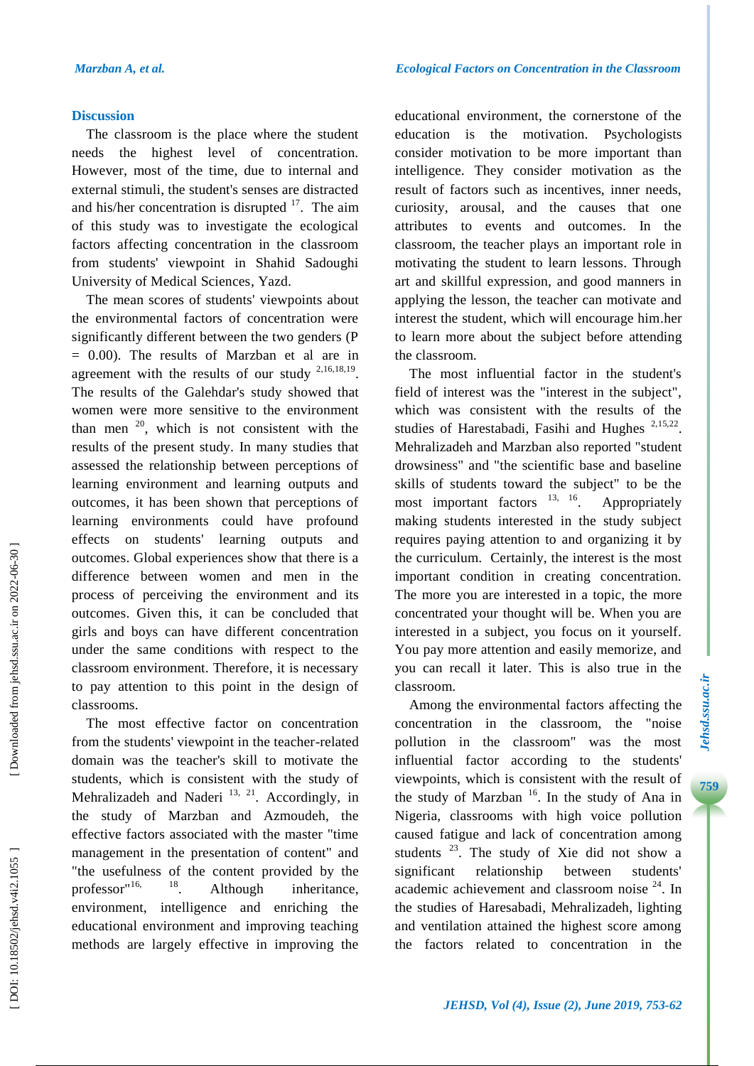## Discussion

The classroom is the place where the student needs the highest level of concentration. However, most of the time, due to internal and external stimuli, the student's senses are distracted and his/her concentration is disrupted [17]. The aim of this study was to investigate the ecological factors affecting concentration in the classroom from students' viewpoint in Shahid Sadoughi University of Medical Sciences, Yazd.

The mean scores of students' viewpoints about the environmental factors of concentration were significantly different between the two genders (P = 0.00). The results of Marzban et al are in agreement with the results of our study [2,16,18,19]. The results of the Galehdar's study showed that women were more sensitive to the environment than men [20], which is not consistent with the results of the present study. In many studies that assessed the relationship between perceptions of learning environment and learning outputs and outcomes, it has been shown that perceptions of learning environments could have profound effects on students' learning outputs and outcomes. Global experiences show that there is a difference between women and men in the process of perceiving the environment and its outcomes. Given this, it can be concluded that girls and boys can have different concentration under the same conditions with respect to the classroom environment. Therefore, it is necessary to pay attention to this point in the design of classrooms.

The most effective factor on concentration from the students' viewpoint in the teacher-related domain was the teacher's skill to motivate the students, which is consistent with the study of Mehralizadeh and Naderi [13, 21]. Accordingly, in the study of Marzban and Azmoudeh, the effective factors associated with the master "time management in the presentation of content" and "the usefulness of the content provided by the professor"[16, 18]. Although inheritance, environment, intelligence and enriching the educational environment and improving teaching methods are largely effective in improving the educational environment, the cornerstone of the education is the motivation. Psychologists consider motivation to be more important than intelligence. They consider motivation as the result of factors such as incentives, inner needs, curiosity, arousal, and the causes that one attributes to events and outcomes. In the classroom, the teacher plays an important role in motivating the student to learn lessons. Through art and skillful expression, and good manners in applying the lesson, the teacher can motivate and interest the student, which will encourage him.her to learn more about the subject before attending the classroom.

The most influential factor in the student's field of interest was the "interest in the subject", which was consistent with the results of the studies of Harestabadi, Fasihi and Hughes [2,15,22]. Mehralizadeh and Marzban also reported "student drowsiness" and "the scientific base and baseline skills of students toward the subject" to be the most important factors [13, 16]. Appropriately making students interested in the study subject requires paying attention to and organizing it by the curriculum. Certainly, the interest is the most important condition in creating concentration. The more you are interested in a topic, the more concentrated your thought will be. When you are interested in a subject, you focus on it yourself. You pay more attention and easily memorize, and you can recall it later. This is also true in the classroom.

Among the environmental factors affecting the concentration in the classroom, the "noise pollution in the classroom" was the most influential factor according to the students' viewpoints, which is consistent with the result of the study of Marzban [16]. In the study of Ana in Nigeria, classrooms with high voice pollution caused fatigue and lack of concentration among students [23]. The study of Xie did not show a significant relationship between students' academic achievement and classroom noise [24]. In the studies of Haresabadi, Mehralizadeh, lighting and ventilation attained the highest score among the factors related to concentration in the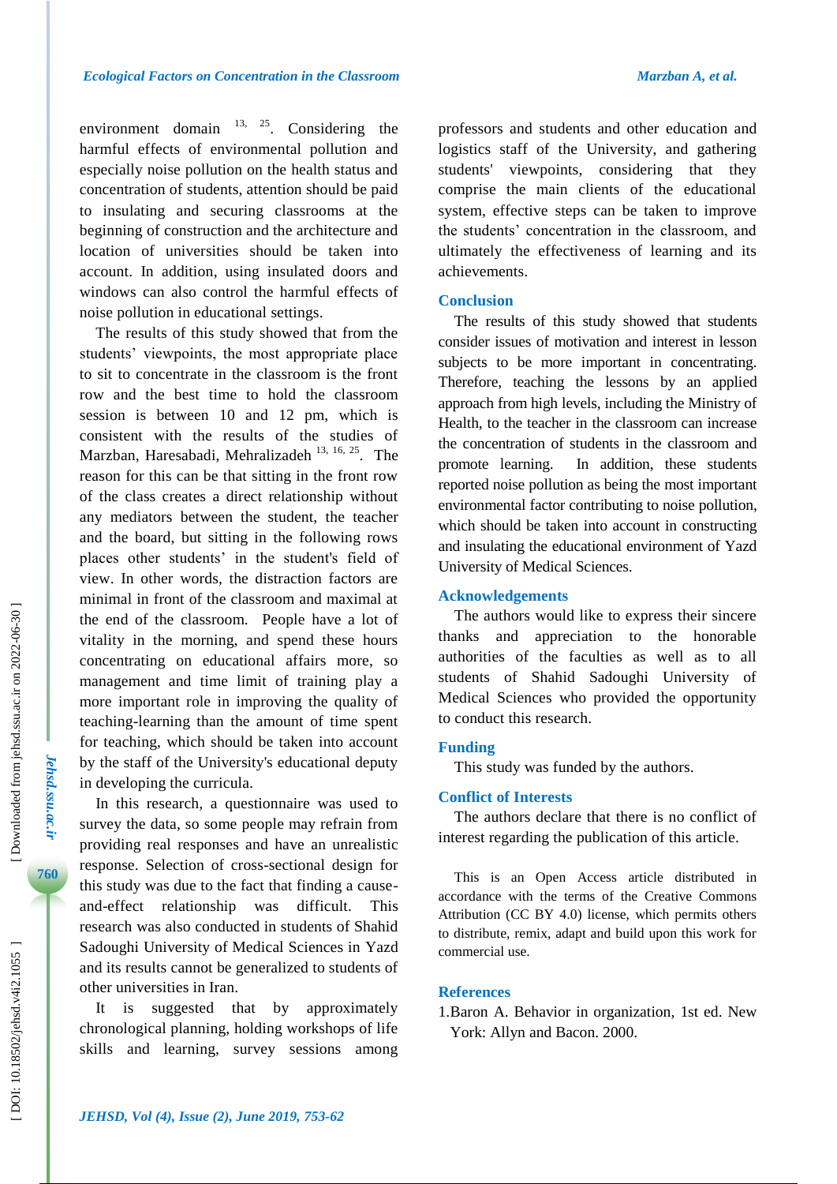environment domain [13, 25]. Considering the harmful effects of environmental pollution and especially noise pollution on the health status and concentration of students, attention should be paid to insulating and securing classrooms at the beginning of construction and the architecture and location of universities should be taken into account. In addition, using insulated doors and windows can also control the harmful effects of noise pollution in educational settings.

The results of this study showed that from the students' viewpoints, the most appropriate place to sit to concentrate in the classroom is the front row and the best time to hold the classroom session is between 10 and 12 pm, which is consistent with the results of the studies of Marzban, Haresabadi, Mehralizadeh [13, 16, 25]. The reason for this can be that sitting in the front row of the class creates a direct relationship without any mediators between the student, the teacher and the board, but sitting in the following rows places other students' in the student's field of view. In other words, the distraction factors are minimal in front of the classroom and maximal at the end of the classroom. People have a lot of vitality in the morning, and spend these hours concentrating on educational affairs more, so management and time limit of training play a more important role in improving the quality of teaching-learning than the amount of time spent for teaching, which should be taken into account by the staff of the University's educational deputy in developing the curricula.

In this research, a questionnaire was used to survey the data, so some people may refrain from providing real responses and have an unrealistic response. Selection of cross-sectional design for this study was due to the fact that finding a cause-and-effect relationship was difficult. This research was also conducted in students of Shahid Sadoughi University of Medical Sciences in Yazd and its results cannot be generalized to students of other universities in Iran.

It is suggested that by approximately chronological planning, holding workshops of life skills and learning, survey sessions among professors and students and other education and logistics staff of the University, and gathering students' viewpoints, considering that they comprise the main clients of the educational system, effective steps can be taken to improve the students' concentration in the classroom, and ultimately the effectiveness of learning and its achievements.

## Conclusion

The results of this study showed that students consider issues of motivation and interest in lesson subjects to be more important in concentrating. Therefore, teaching the lessons by an applied approach from high levels, including the Ministry of Health, to the teacher in the classroom can increase the concentration of students in the classroom and promote learning. In addition, these students reported noise pollution as being the most important environmental factor contributing to noise pollution, which should be taken into account in constructing and insulating the educational environment of Yazd University of Medical Sciences.

## Acknowledgements

The authors would like to express their sincere thanks and appreciation to the honorable authorities of the faculties as well as to all students of Shahid Sadoughi University of Medical Sciences who provided the opportunity to conduct this research.

## Funding

This study was funded by the authors.

## Conflict of Interests

The authors declare that there is no conflict of interest regarding the publication of this article.

This is an Open Access article distributed in accordance with the terms of the Creative Commons Attribution (CC BY 4.0) license, which permits others to distribute, remix, adapt and build upon this work for commercial use.

## References

1. Baron A. Behavior in organization, 1st ed. New York: Allyn and Bacon. 2000.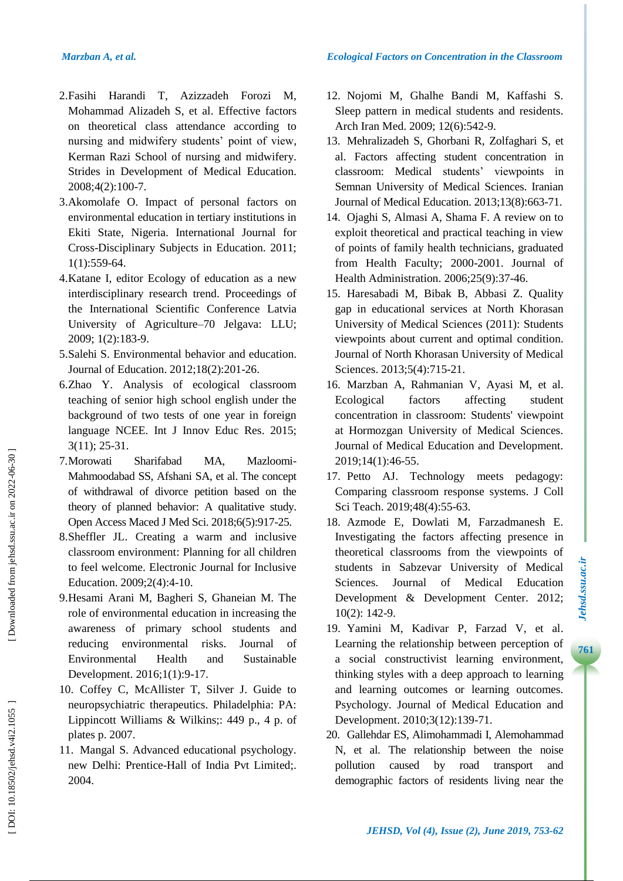2. Fasihi Harandi T, Azizzadeh Forozi M, Mohammad Alizadeh S, et al. Effective factors on theoretical class attendance according to nursing and midwifery students' point of view, Kerman Razi School of nursing and midwifery. Strides in Development of Medical Education. 2008;4(2):100-7.
3. Akomolafe O. Impact of personal factors on environmental education in tertiary institutions in Ekiti State, Nigeria. International Journal for Cross-Disciplinary Subjects in Education. 2011; 1(1):559-64.
4. Katane I, editor Ecology of education as a new interdisciplinary research trend. Proceedings of the International Scientific Conference Latvia University of Agriculture–70 Jelgava: LLU; 2009; 1(2):183-9.
5. Salehi S. Environmental behavior and education. Journal of Education. 2012;18(2):201-26.
6. Zhao Y. Analysis of ecological classroom teaching of senior high school english under the background of two tests of one year in foreign language NCEE. Int J Innov Educ Res. 2015; 3(11); 25-31.
7. Morowati Sharifabad MA, Mazloomi-Mahmoodabad SS, Afshani SA, et al. The concept of withdrawal of divorce petition based on the theory of planned behavior: A qualitative study. Open Access Maced J Med Sci. 2018;6(5):917-25.
8. Sheffler JL. Creating a warm and inclusive classroom environment: Planning for all children to feel welcome. Electronic Journal for Inclusive Education. 2009;2(4):4-10.
9. Hesami Arani M, Bagheri S, Ghaneian M. The role of environmental education in increasing the awareness of primary school students and reducing environmental risks. Journal of Environmental Health and Sustainable Development. 2016;1(1):9-17.
10. Coffey C, McAllister T, Silver J. Guide to neuropsychiatric therapeutics. Philadelphia: PA: Lippincott Williams & Wilkins;: 449 p., 4 p. of plates p. 2007.
11. Mangal S. Advanced educational psychology. new Delhi: Prentice-Hall of India Pvt Limited;. 2004.
12. Nojomi M, Ghalhe Bandi M, Kaffashi S. Sleep pattern in medical students and residents. Arch Iran Med. 2009; 12(6):542-9.
13. Mehralizadeh S, Ghorbani R, Zolfaghari S, et al. Factors affecting student concentration in classroom: Medical students' viewpoints in Semnan University of Medical Sciences. Iranian Journal of Medical Education. 2013;13(8):663-71.
14. Ojaghi S, Almasi A, Shama F. A review on to exploit theoretical and practical teaching in view of points of family health technicians, graduated from Health Faculty; 2000-2001. Journal of Health Administration. 2006;25(9):37-46.
15. Haresabadi M, Bibak B, Abbasi Z. Quality gap in educational services at North Khorasan University of Medical Sciences (2011): Students viewpoints about current and optimal condition. Journal of North Khorasan University of Medical Sciences. 2013;5(4):715-21.
16. Marzban A, Rahmanian V, Ayasi M, et al. Ecological factors affecting student concentration in classroom: Students' viewpoint at Hormozgan University of Medical Sciences. Journal of Medical Education and Development. 2019;14(1):46-55.
17. Petto AJ. Technology meets pedagogy: Comparing classroom response systems. J Coll Sci Teach. 2019;48(4):55-63.
18. Azmode E, Dowlati M, Farzadmanesh E. Investigating the factors affecting presence in theoretical classrooms from the viewpoints of students in Sabzevar University of Medical Sciences. Journal of Medical Education Development & Development Center. 2012; 10(2): 142-9.
19. Yamini M, Kadivar P, Farzad V, et al. Learning the relationship between perception of a social constructivist learning environment, thinking styles with a deep approach to learning and learning outcomes or learning outcomes. Psychology. Journal of Medical Education and Development. 2010;3(12):139-71.
20. Gallehdar ES, Alimohammadi I, Alemohammad N, et al. The relationship between the noise pollution caused by road transport and demographic factors of residents living near the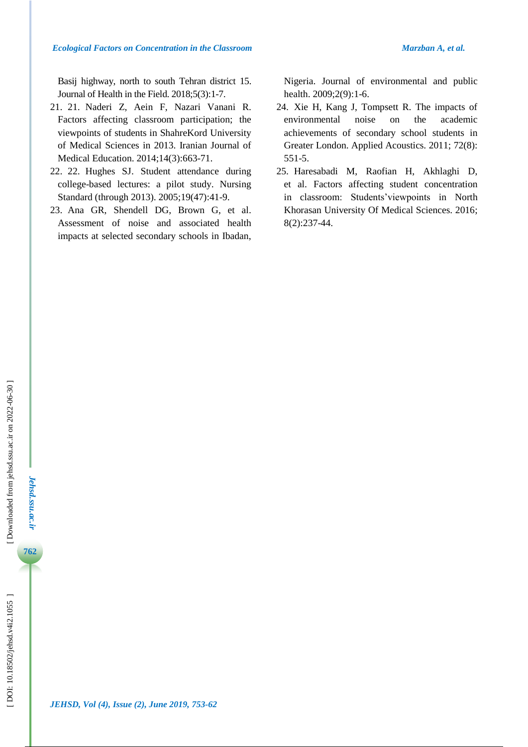Basij highway, north to south Tehran district 15. Journal of Health in the Field. 2018;5(3):1-7.

21. 21. Naderi Z, Aein F, Nazari Vanani R. Factors affecting classroom participation; the viewpoints of students in ShahreKord University of Medical Sciences in 2013. Iranian Journal of Medical Education. 2014;14(3):663-71.
22. 22. Hughes SJ. Student attendance during college-based lectures: a pilot study. Nursing Standard (through 2013). 2005;19(47):41-9.
23. Ana GR, Shendell DG, Brown G, et al. Assessment of noise and associated health impacts at selected secondary schools in Ibadan, Nigeria. Journal of environmental and public health. 2009;2(9):1-6.
24. Xie H, Kang J, Tompsett R. The impacts of environmental noise on the academic achievements of secondary school students in Greater London. Applied Acoustics. 2011; 72(8): 551-5.
25. Haresabadi M, Raofian H, Akhlaghi D, et al. Factors affecting student concentration in classroom: Students'viewpoints in North Khorasan University Of Medical Sciences. 2016; 8(2):237-44.